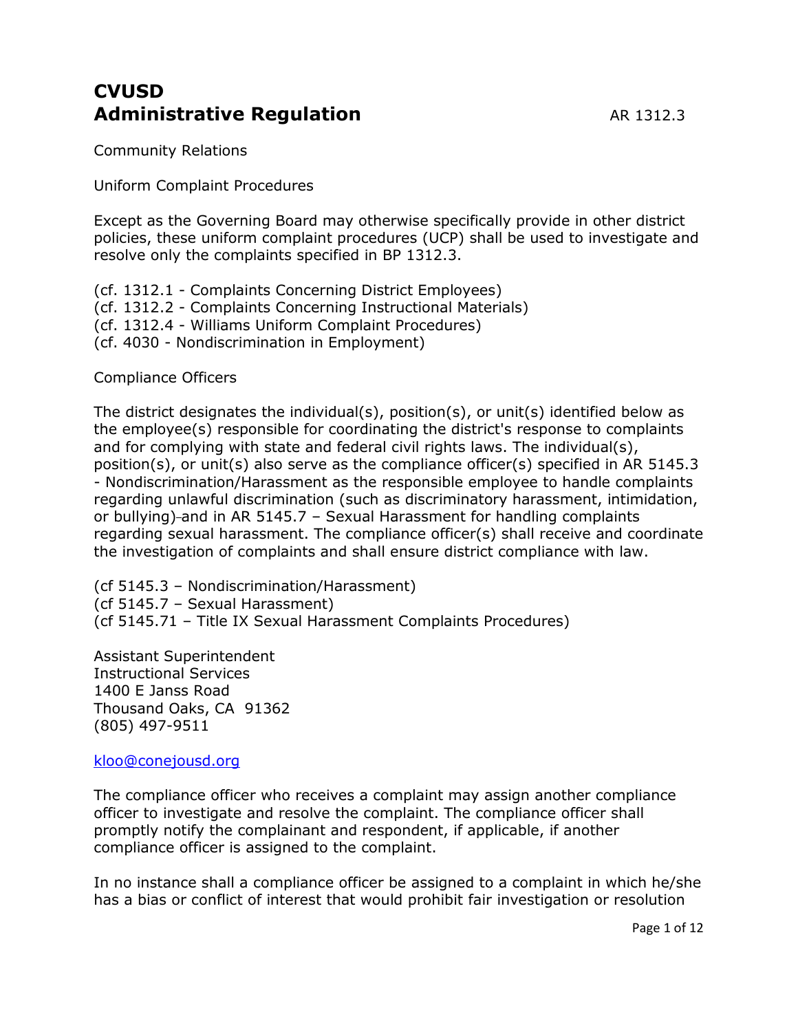# CVUSD
# Administrative Regulation

AR 1312.3

Community Relations

Uniform Complaint Procedures

Except as the Governing Board may otherwise specifically provide in other district policies, these uniform complaint procedures (UCP) shall be used to investigate and resolve only the complaints specified in BP 1312.3.

(cf. 1312.1 - Complaints Concerning District Employees)
(cf. 1312.2 - Complaints Concerning Instructional Materials)
(cf. 1312.4 - Williams Uniform Complaint Procedures)
(cf. 4030 - Nondiscrimination in Employment)

Compliance Officers

The district designates the individual(s), position(s), or unit(s) identified below as the employee(s) responsible for coordinating the district's response to complaints and for complying with state and federal civil rights laws. The individual(s), position(s), or unit(s) also serve as the compliance officer(s) specified in AR 5145.3 - Nondiscrimination/Harassment as the responsible employee to handle complaints regarding unlawful discrimination (such as discriminatory harassment, intimidation, or bullying) and in AR 5145.7 – Sexual Harassment for handling complaints regarding sexual harassment. The compliance officer(s) shall receive and coordinate the investigation of complaints and shall ensure district compliance with law.

(cf 5145.3 – Nondiscrimination/Harassment)
(cf 5145.7 – Sexual Harassment)
(cf 5145.71 – Title IX Sexual Harassment Complaints Procedures)

Assistant Superintendent
Instructional Services
1400 E Janss Road
Thousand Oaks, CA 91362
(805) 497-9511

kloo@conejousd.org

The compliance officer who receives a complaint may assign another compliance officer to investigate and resolve the complaint. The compliance officer shall promptly notify the complainant and respondent, if applicable, if another compliance officer is assigned to the complaint.

In no instance shall a compliance officer be assigned to a complaint in which he/she has a bias or conflict of interest that would prohibit fair investigation or resolution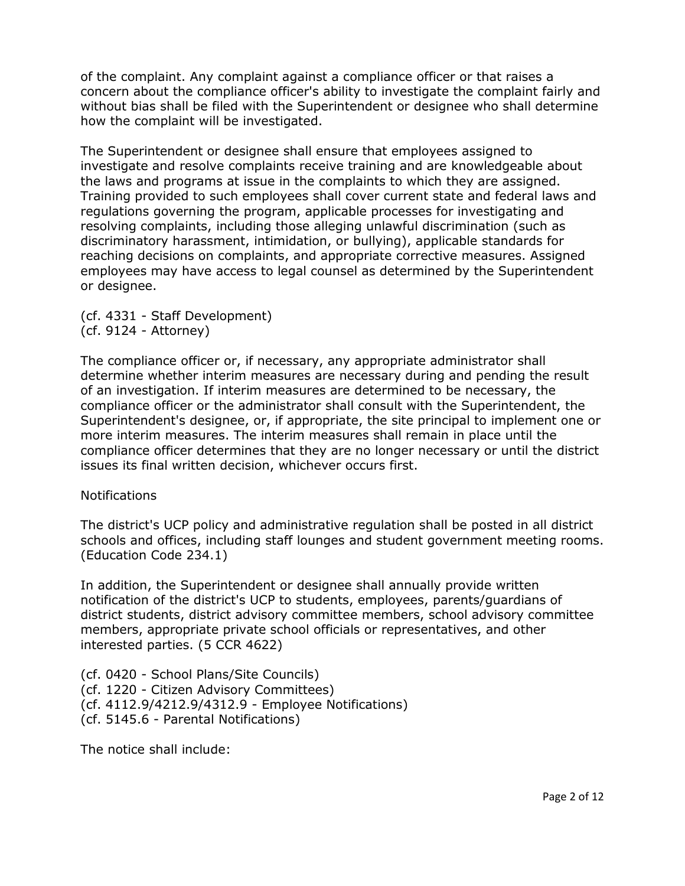of the complaint. Any complaint against a compliance officer or that raises a concern about the compliance officer's ability to investigate the complaint fairly and without bias shall be filed with the Superintendent or designee who shall determine how the complaint will be investigated.

The Superintendent or designee shall ensure that employees assigned to investigate and resolve complaints receive training and are knowledgeable about the laws and programs at issue in the complaints to which they are assigned. Training provided to such employees shall cover current state and federal laws and regulations governing the program, applicable processes for investigating and resolving complaints, including those alleging unlawful discrimination (such as discriminatory harassment, intimidation, or bullying), applicable standards for reaching decisions on complaints, and appropriate corrective measures. Assigned employees may have access to legal counsel as determined by the Superintendent or designee.

(cf. 4331 - Staff Development)
(cf. 9124 - Attorney)

The compliance officer or, if necessary, any appropriate administrator shall determine whether interim measures are necessary during and pending the result of an investigation. If interim measures are determined to be necessary, the compliance officer or the administrator shall consult with the Superintendent, the Superintendent's designee, or, if appropriate, the site principal to implement one or more interim measures. The interim measures shall remain in place until the compliance officer determines that they are no longer necessary or until the district issues its final written decision, whichever occurs first.

Notifications

The district's UCP policy and administrative regulation shall be posted in all district schools and offices, including staff lounges and student government meeting rooms. (Education Code 234.1)

In addition, the Superintendent or designee shall annually provide written notification of the district's UCP to students, employees, parents/guardians of district students, district advisory committee members, school advisory committee members, appropriate private school officials or representatives, and other interested parties. (5 CCR 4622)

(cf. 0420 - School Plans/Site Councils)
(cf. 1220 - Citizen Advisory Committees)
(cf. 4112.9/4212.9/4312.9 - Employee Notifications)
(cf. 5145.6 - Parental Notifications)

The notice shall include: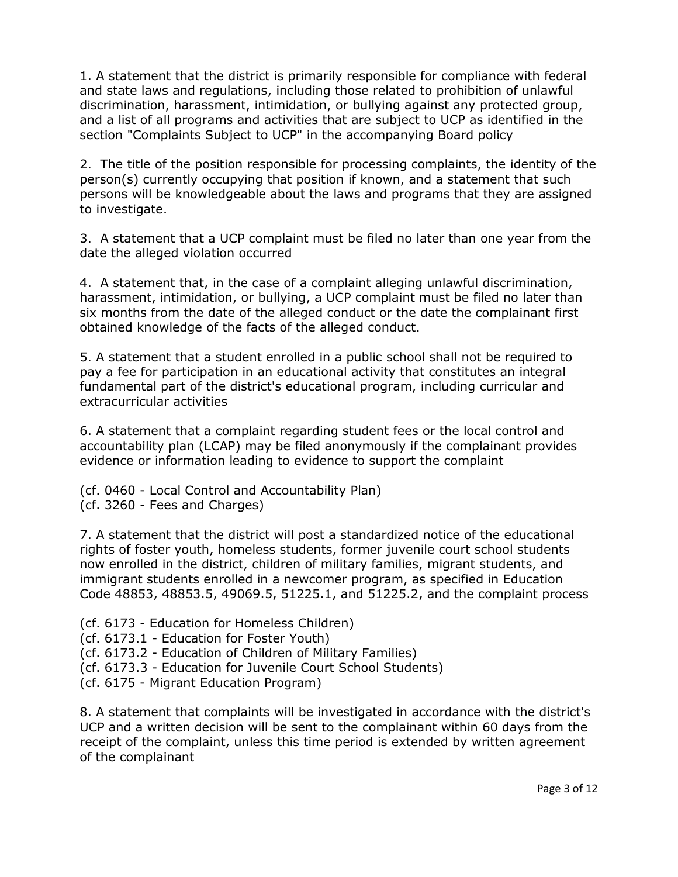1. A statement that the district is primarily responsible for compliance with federal and state laws and regulations, including those related to prohibition of unlawful discrimination, harassment, intimidation, or bullying against any protected group, and a list of all programs and activities that are subject to UCP as identified in the section "Complaints Subject to UCP" in the accompanying Board policy

2. The title of the position responsible for processing complaints, the identity of the person(s) currently occupying that position if known, and a statement that such persons will be knowledgeable about the laws and programs that they are assigned to investigate.

3. A statement that a UCP complaint must be filed no later than one year from the date the alleged violation occurred

4. A statement that, in the case of a complaint alleging unlawful discrimination, harassment, intimidation, or bullying, a UCP complaint must be filed no later than six months from the date of the alleged conduct or the date the complainant first obtained knowledge of the facts of the alleged conduct.

5. A statement that a student enrolled in a public school shall not be required to pay a fee for participation in an educational activity that constitutes an integral fundamental part of the district's educational program, including curricular and extracurricular activities

6. A statement that a complaint regarding student fees or the local control and accountability plan (LCAP) may be filed anonymously if the complainant provides evidence or information leading to evidence to support the complaint

(cf. 0460 - Local Control and Accountability Plan)
(cf. 3260 - Fees and Charges)

7. A statement that the district will post a standardized notice of the educational rights of foster youth, homeless students, former juvenile court school students now enrolled in the district, children of military families, migrant students, and immigrant students enrolled in a newcomer program, as specified in Education Code 48853, 48853.5, 49069.5, 51225.1, and 51225.2, and the complaint process

(cf. 6173 - Education for Homeless Children)
(cf. 6173.1 - Education for Foster Youth)
(cf. 6173.2 - Education of Children of Military Families)
(cf. 6173.3 - Education for Juvenile Court School Students)
(cf. 6175 - Migrant Education Program)

8. A statement that complaints will be investigated in accordance with the district's UCP and a written decision will be sent to the complainant within 60 days from the receipt of the complaint, unless this time period is extended by written agreement of the complainant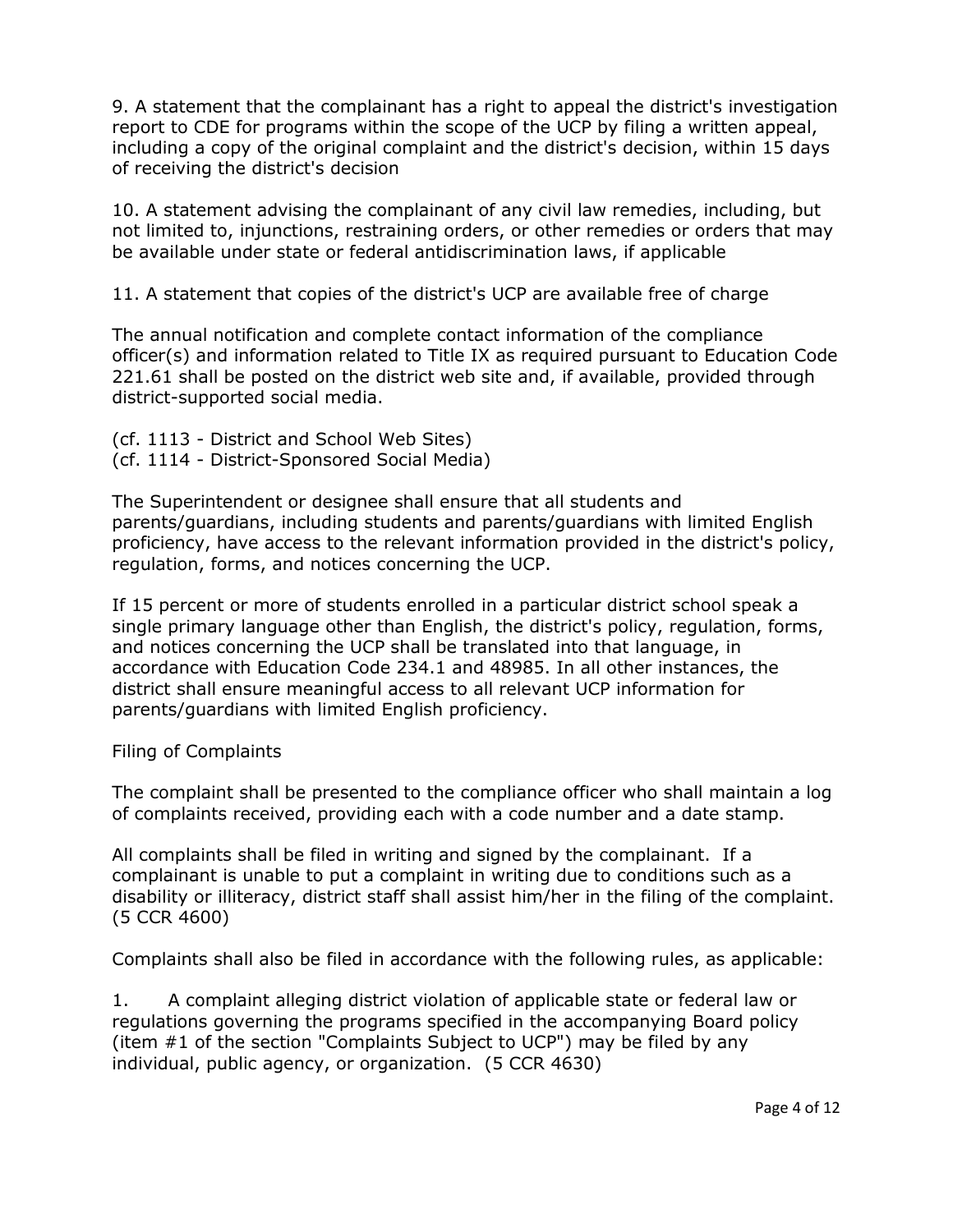9. A statement that the complainant has a right to appeal the district's investigation report to CDE for programs within the scope of the UCP by filing a written appeal, including a copy of the original complaint and the district's decision, within 15 days of receiving the district's decision

10. A statement advising the complainant of any civil law remedies, including, but not limited to, injunctions, restraining orders, or other remedies or orders that may be available under state or federal antidiscrimination laws, if applicable

11. A statement that copies of the district's UCP are available free of charge

The annual notification and complete contact information of the compliance officer(s) and information related to Title IX as required pursuant to Education Code 221.61 shall be posted on the district web site and, if available, provided through district-supported social media.

(cf. 1113 - District and School Web Sites)
(cf. 1114 - District-Sponsored Social Media)

The Superintendent or designee shall ensure that all students and parents/guardians, including students and parents/guardians with limited English proficiency, have access to the relevant information provided in the district's policy, regulation, forms, and notices concerning the UCP.

If 15 percent or more of students enrolled in a particular district school speak a single primary language other than English, the district's policy, regulation, forms, and notices concerning the UCP shall be translated into that language, in accordance with Education Code 234.1 and 48985. In all other instances, the district shall ensure meaningful access to all relevant UCP information for parents/guardians with limited English proficiency.

Filing of Complaints

The complaint shall be presented to the compliance officer who shall maintain a log of complaints received, providing each with a code number and a date stamp.

All complaints shall be filed in writing and signed by the complainant. If a complainant is unable to put a complaint in writing due to conditions such as a disability or illiteracy, district staff shall assist him/her in the filing of the complaint. (5 CCR 4600)

Complaints shall also be filed in accordance with the following rules, as applicable:

1. A complaint alleging district violation of applicable state or federal law or regulations governing the programs specified in the accompanying Board policy (item #1 of the section "Complaints Subject to UCP") may be filed by any individual, public agency, or organization. (5 CCR 4630)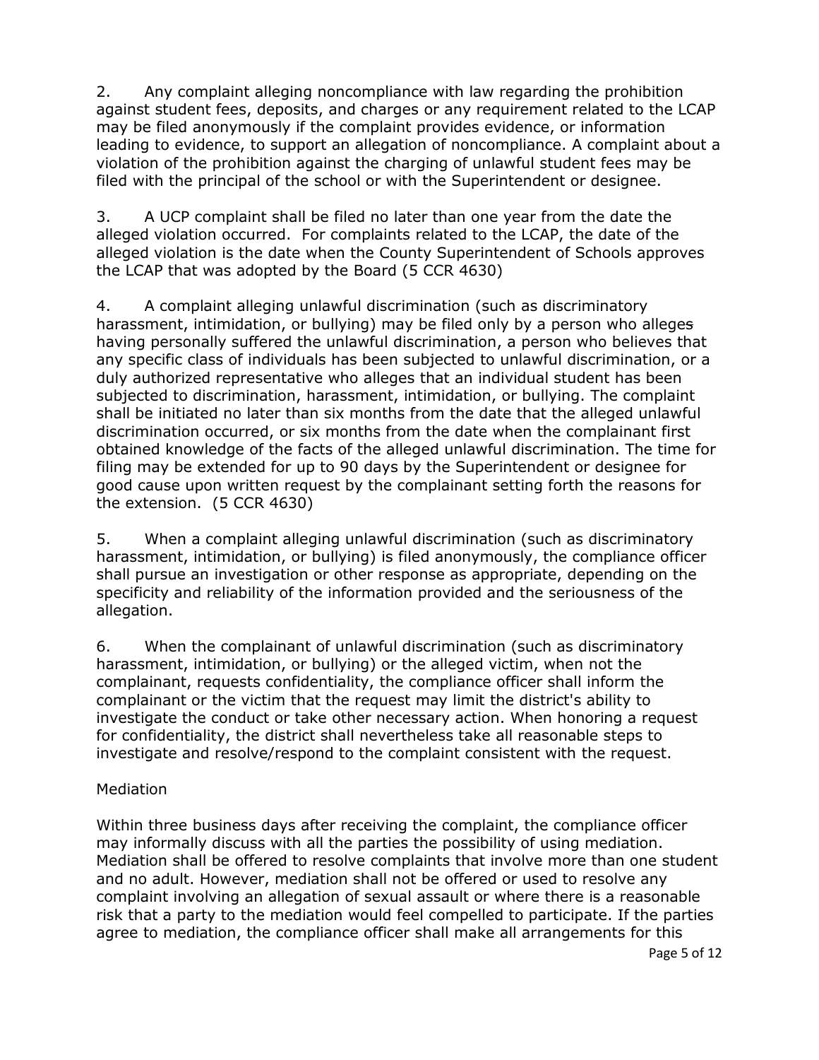2. Any complaint alleging noncompliance with law regarding the prohibition against student fees, deposits, and charges or any requirement related to the LCAP may be filed anonymously if the complaint provides evidence, or information leading to evidence, to support an allegation of noncompliance. A complaint about a violation of the prohibition against the charging of unlawful student fees may be filed with the principal of the school or with the Superintendent or designee.

3. A UCP complaint shall be filed no later than one year from the date the alleged violation occurred. For complaints related to the LCAP, the date of the alleged violation is the date when the County Superintendent of Schools approves the LCAP that was adopted by the Board (5 CCR 4630)

4. A complaint alleging unlawful discrimination (such as discriminatory harassment, intimidation, or bullying) may be filed only by a person who alleges having personally suffered the unlawful discrimination, a person who believes that any specific class of individuals has been subjected to unlawful discrimination, or a duly authorized representative who alleges that an individual student has been subjected to discrimination, harassment, intimidation, or bullying. The complaint shall be initiated no later than six months from the date that the alleged unlawful discrimination occurred, or six months from the date when the complainant first obtained knowledge of the facts of the alleged unlawful discrimination. The time for filing may be extended for up to 90 days by the Superintendent or designee for good cause upon written request by the complainant setting forth the reasons for the extension. (5 CCR 4630)

5. When a complaint alleging unlawful discrimination (such as discriminatory harassment, intimidation, or bullying) is filed anonymously, the compliance officer shall pursue an investigation or other response as appropriate, depending on the specificity and reliability of the information provided and the seriousness of the allegation.

6. When the complainant of unlawful discrimination (such as discriminatory harassment, intimidation, or bullying) or the alleged victim, when not the complainant, requests confidentiality, the compliance officer shall inform the complainant or the victim that the request may limit the district's ability to investigate the conduct or take other necessary action. When honoring a request for confidentiality, the district shall nevertheless take all reasonable steps to investigate and resolve/respond to the complaint consistent with the request.

Mediation

Within three business days after receiving the complaint, the compliance officer may informally discuss with all the parties the possibility of using mediation. Mediation shall be offered to resolve complaints that involve more than one student and no adult. However, mediation shall not be offered or used to resolve any complaint involving an allegation of sexual assault or where there is a reasonable risk that a party to the mediation would feel compelled to participate. If the parties agree to mediation, the compliance officer shall make all arrangements for this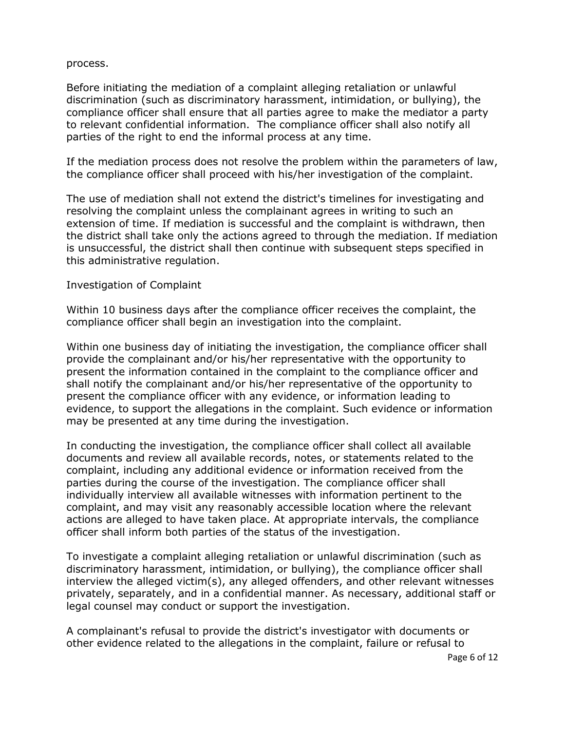process.

Before initiating the mediation of a complaint alleging retaliation or unlawful discrimination (such as discriminatory harassment, intimidation, or bullying), the compliance officer shall ensure that all parties agree to make the mediator a party to relevant confidential information. The compliance officer shall also notify all parties of the right to end the informal process at any time.

If the mediation process does not resolve the problem within the parameters of law, the compliance officer shall proceed with his/her investigation of the complaint.

The use of mediation shall not extend the district's timelines for investigating and resolving the complaint unless the complainant agrees in writing to such an extension of time. If mediation is successful and the complaint is withdrawn, then the district shall take only the actions agreed to through the mediation. If mediation is unsuccessful, the district shall then continue with subsequent steps specified in this administrative regulation.

## Investigation of Complaint

Within 10 business days after the compliance officer receives the complaint, the compliance officer shall begin an investigation into the complaint.

Within one business day of initiating the investigation, the compliance officer shall provide the complainant and/or his/her representative with the opportunity to present the information contained in the complaint to the compliance officer and shall notify the complainant and/or his/her representative of the opportunity to present the compliance officer with any evidence, or information leading to evidence, to support the allegations in the complaint. Such evidence or information may be presented at any time during the investigation.

In conducting the investigation, the compliance officer shall collect all available documents and review all available records, notes, or statements related to the complaint, including any additional evidence or information received from the parties during the course of the investigation. The compliance officer shall individually interview all available witnesses with information pertinent to the complaint, and may visit any reasonably accessible location where the relevant actions are alleged to have taken place. At appropriate intervals, the compliance officer shall inform both parties of the status of the investigation.

To investigate a complaint alleging retaliation or unlawful discrimination (such as discriminatory harassment, intimidation, or bullying), the compliance officer shall interview the alleged victim(s), any alleged offenders, and other relevant witnesses privately, separately, and in a confidential manner. As necessary, additional staff or legal counsel may conduct or support the investigation.

A complainant's refusal to provide the district's investigator with documents or other evidence related to the allegations in the complaint, failure or refusal to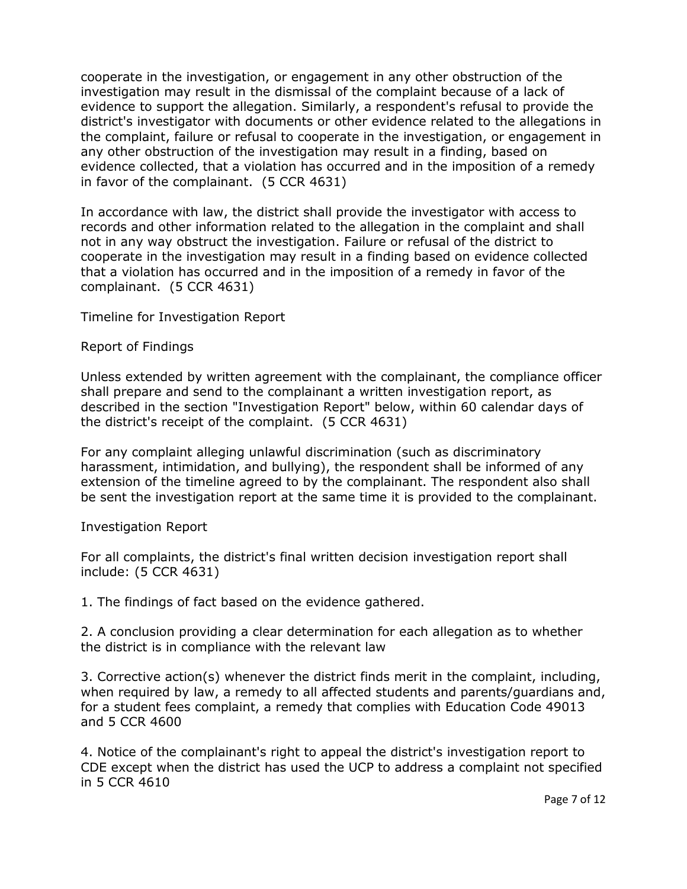cooperate in the investigation, or engagement in any other obstruction of the investigation may result in the dismissal of the complaint because of a lack of evidence to support the allegation. Similarly, a respondent's refusal to provide the district's investigator with documents or other evidence related to the allegations in the complaint, failure or refusal to cooperate in the investigation, or engagement in any other obstruction of the investigation may result in a finding, based on evidence collected, that a violation has occurred and in the imposition of a remedy in favor of the complainant. (5 CCR 4631)

In accordance with law, the district shall provide the investigator with access to records and other information related to the allegation in the complaint and shall not in any way obstruct the investigation. Failure or refusal of the district to cooperate in the investigation may result in a finding based on evidence collected that a violation has occurred and in the imposition of a remedy in favor of the complainant. (5 CCR 4631)

Timeline for Investigation Report

Report of Findings

Unless extended by written agreement with the complainant, the compliance officer shall prepare and send to the complainant a written investigation report, as described in the section "Investigation Report" below, within 60 calendar days of the district's receipt of the complaint. (5 CCR 4631)

For any complaint alleging unlawful discrimination (such as discriminatory harassment, intimidation, and bullying), the respondent shall be informed of any extension of the timeline agreed to by the complainant. The respondent also shall be sent the investigation report at the same time it is provided to the complainant.

Investigation Report

For all complaints, the district's final written decision investigation report shall include: (5 CCR 4631)

1. The findings of fact based on the evidence gathered.

2. A conclusion providing a clear determination for each allegation as to whether the district is in compliance with the relevant law

3. Corrective action(s) whenever the district finds merit in the complaint, including, when required by law, a remedy to all affected students and parents/guardians and, for a student fees complaint, a remedy that complies with Education Code 49013 and 5 CCR 4600

4. Notice of the complainant's right to appeal the district's investigation report to CDE except when the district has used the UCP to address a complaint not specified in 5 CCR 4610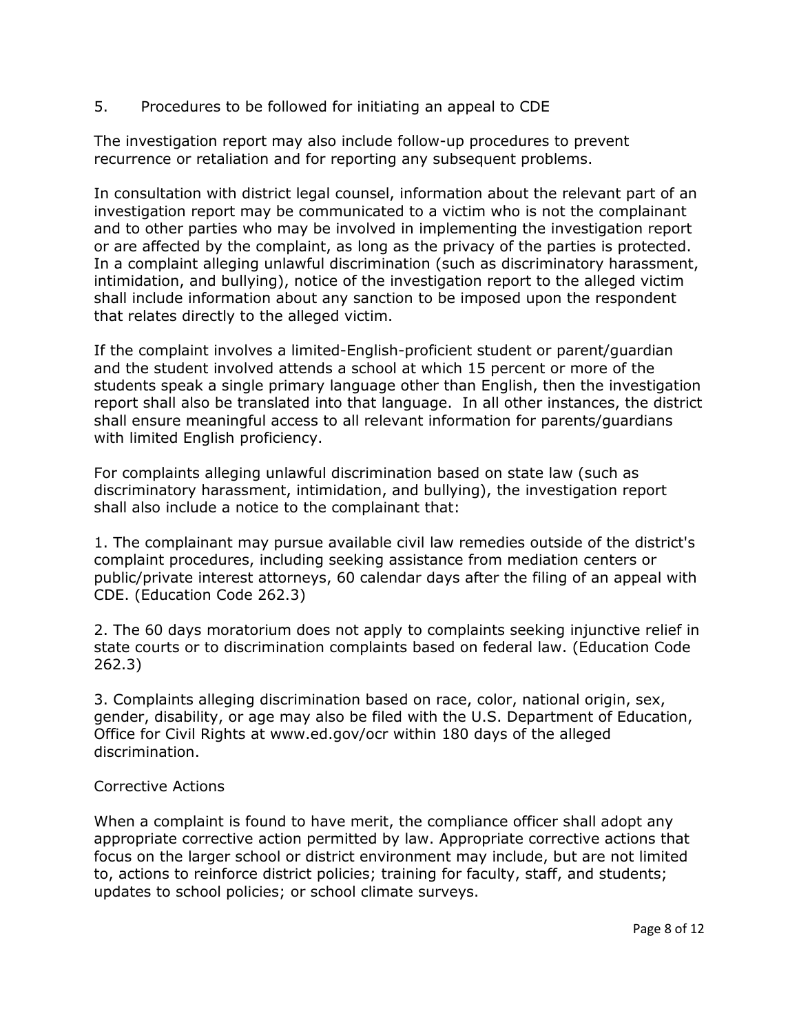5. Procedures to be followed for initiating an appeal to CDE

The investigation report may also include follow-up procedures to prevent recurrence or retaliation and for reporting any subsequent problems.

In consultation with district legal counsel, information about the relevant part of an investigation report may be communicated to a victim who is not the complainant and to other parties who may be involved in implementing the investigation report or are affected by the complaint, as long as the privacy of the parties is protected. In a complaint alleging unlawful discrimination (such as discriminatory harassment, intimidation, and bullying), notice of the investigation report to the alleged victim shall include information about any sanction to be imposed upon the respondent that relates directly to the alleged victim.

If the complaint involves a limited-English-proficient student or parent/guardian and the student involved attends a school at which 15 percent or more of the students speak a single primary language other than English, then the investigation report shall also be translated into that language. In all other instances, the district shall ensure meaningful access to all relevant information for parents/guardians with limited English proficiency.

For complaints alleging unlawful discrimination based on state law (such as discriminatory harassment, intimidation, and bullying), the investigation report shall also include a notice to the complainant that:

1. The complainant may pursue available civil law remedies outside of the district's complaint procedures, including seeking assistance from mediation centers or public/private interest attorneys, 60 calendar days after the filing of an appeal with CDE. (Education Code 262.3)

2. The 60 days moratorium does not apply to complaints seeking injunctive relief in state courts or to discrimination complaints based on federal law. (Education Code 262.3)

3. Complaints alleging discrimination based on race, color, national origin, sex, gender, disability, or age may also be filed with the U.S. Department of Education, Office for Civil Rights at www.ed.gov/ocr within 180 days of the alleged discrimination.

Corrective Actions

When a complaint is found to have merit, the compliance officer shall adopt any appropriate corrective action permitted by law. Appropriate corrective actions that focus on the larger school or district environment may include, but are not limited to, actions to reinforce district policies; training for faculty, staff, and students; updates to school policies; or school climate surveys.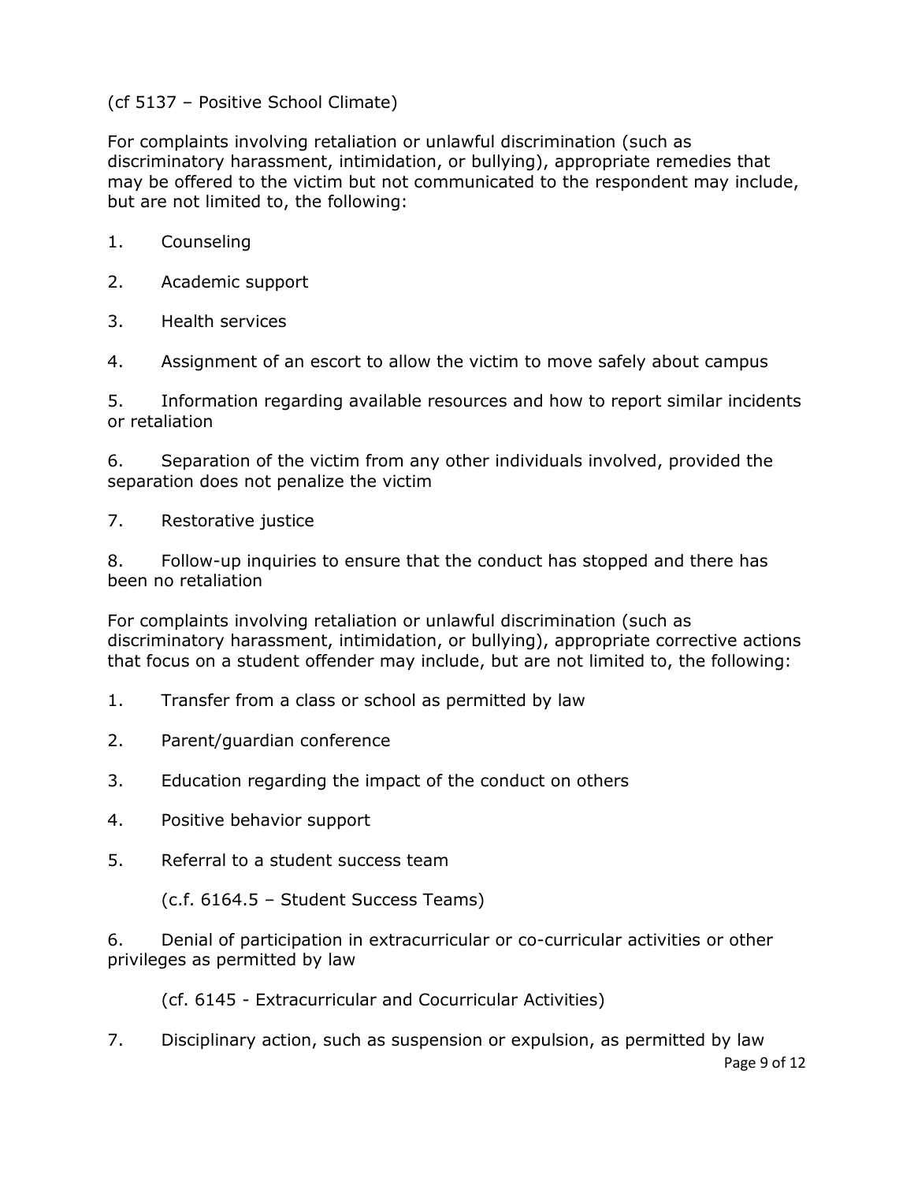(cf 5137 – Positive School Climate)

For complaints involving retaliation or unlawful discrimination (such as discriminatory harassment, intimidation, or bullying), appropriate remedies that may be offered to the victim but not communicated to the respondent may include, but are not limited to, the following:

1. Counseling
2. Academic support
3. Health services
4. Assignment of an escort to allow the victim to move safely about campus
5. Information regarding available resources and how to report similar incidents or retaliation
6. Separation of the victim from any other individuals involved, provided the separation does not penalize the victim
7. Restorative justice
8. Follow-up inquiries to ensure that the conduct has stopped and there has been no retaliation

For complaints involving retaliation or unlawful discrimination (such as discriminatory harassment, intimidation, or bullying), appropriate corrective actions that focus on a student offender may include, but are not limited to, the following:

1. Transfer from a class or school as permitted by law
2. Parent/guardian conference
3. Education regarding the impact of the conduct on others
4. Positive behavior support
5. Referral to a student success team

   (c.f. 6164.5 – Student Success Teams)

6. Denial of participation in extracurricular or co-curricular activities or other privileges as permitted by law

   (cf. 6145 - Extracurricular and Cocurricular Activities)

7. Disciplinary action, such as suspension or expulsion, as permitted by law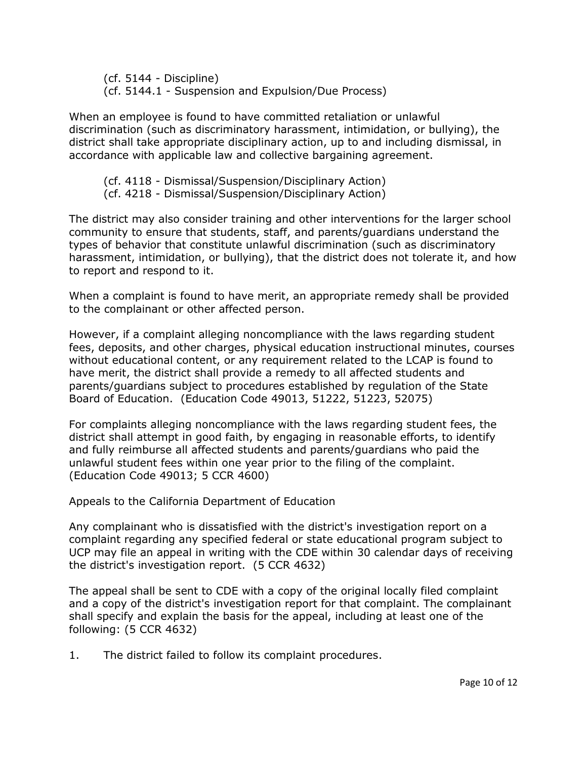(cf. 5144 - Discipline)
(cf. 5144.1 - Suspension and Expulsion/Due Process)

When an employee is found to have committed retaliation or unlawful discrimination (such as discriminatory harassment, intimidation, or bullying), the district shall take appropriate disciplinary action, up to and including dismissal, in accordance with applicable law and collective bargaining agreement.

(cf. 4118 - Dismissal/Suspension/Disciplinary Action)
(cf. 4218 - Dismissal/Suspension/Disciplinary Action)

The district may also consider training and other interventions for the larger school community to ensure that students, staff, and parents/guardians understand the types of behavior that constitute unlawful discrimination (such as discriminatory harassment, intimidation, or bullying), that the district does not tolerate it, and how to report and respond to it.

When a complaint is found to have merit, an appropriate remedy shall be provided to the complainant or other affected person.

However, if a complaint alleging noncompliance with the laws regarding student fees, deposits, and other charges, physical education instructional minutes, courses without educational content, or any requirement related to the LCAP is found to have merit, the district shall provide a remedy to all affected students and parents/guardians subject to procedures established by regulation of the State Board of Education. (Education Code 49013, 51222, 51223, 52075)

For complaints alleging noncompliance with the laws regarding student fees, the district shall attempt in good faith, by engaging in reasonable efforts, to identify and fully reimburse all affected students and parents/guardians who paid the unlawful student fees within one year prior to the filing of the complaint. (Education Code 49013; 5 CCR 4600)

Appeals to the California Department of Education

Any complainant who is dissatisfied with the district's investigation report on a complaint regarding any specified federal or state educational program subject to UCP may file an appeal in writing with the CDE within 30 calendar days of receiving the district's investigation report. (5 CCR 4632)

The appeal shall be sent to CDE with a copy of the original locally filed complaint and a copy of the district's investigation report for that complaint. The complainant shall specify and explain the basis for the appeal, including at least one of the following: (5 CCR 4632)

1. The district failed to follow its complaint procedures.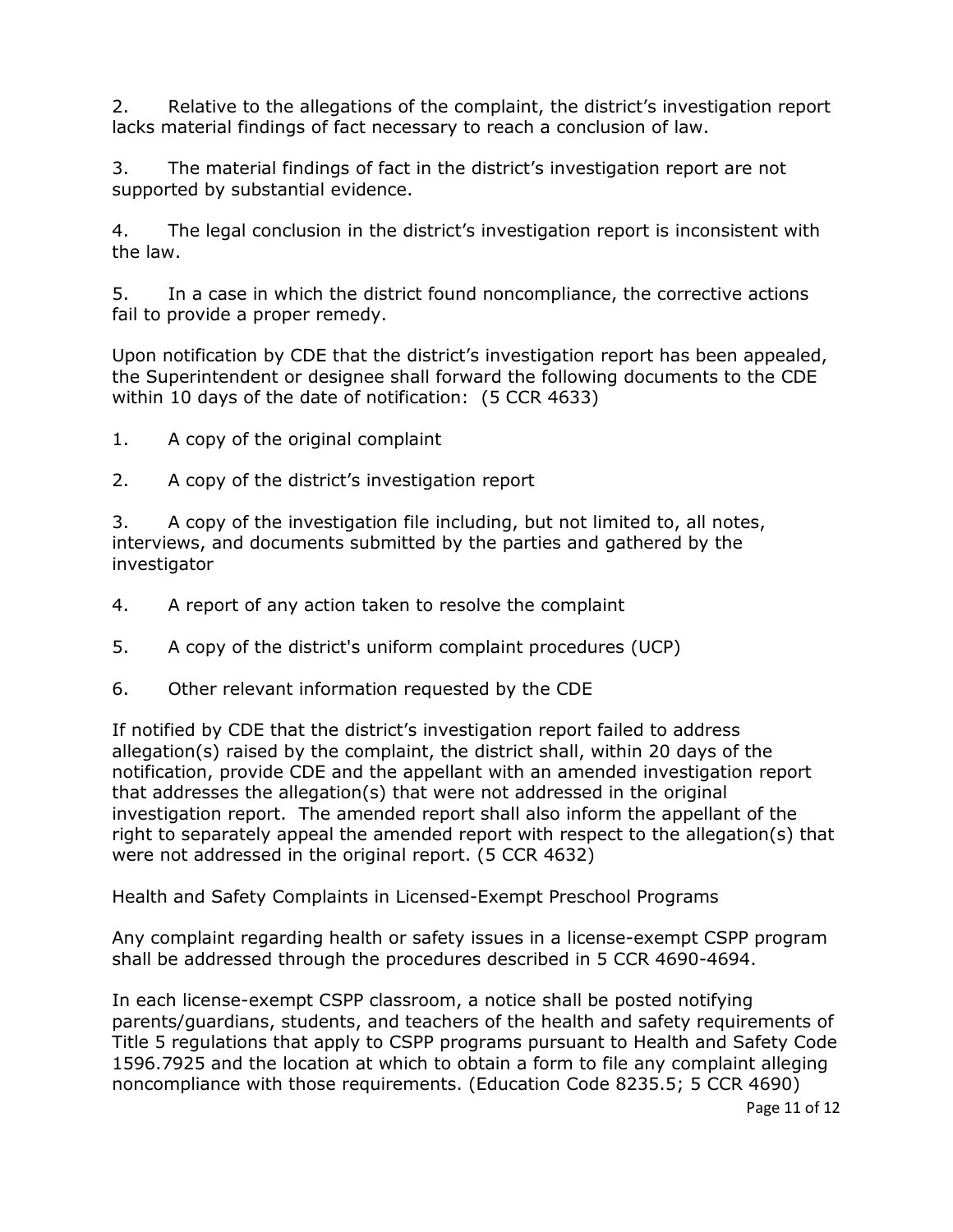2. Relative to the allegations of the complaint, the district's investigation report lacks material findings of fact necessary to reach a conclusion of law.

3. The material findings of fact in the district's investigation report are not supported by substantial evidence.

4. The legal conclusion in the district's investigation report is inconsistent with the law.

5. In a case in which the district found noncompliance, the corrective actions fail to provide a proper remedy.

Upon notification by CDE that the district's investigation report has been appealed, the Superintendent or designee shall forward the following documents to the CDE within 10 days of the date of notification: (5 CCR 4633)

1. A copy of the original complaint

2. A copy of the district's investigation report

3. A copy of the investigation file including, but not limited to, all notes, interviews, and documents submitted by the parties and gathered by the investigator

4. A report of any action taken to resolve the complaint

5. A copy of the district's uniform complaint procedures (UCP)

6. Other relevant information requested by the CDE

If notified by CDE that the district's investigation report failed to address allegation(s) raised by the complaint, the district shall, within 20 days of the notification, provide CDE and the appellant with an amended investigation report that addresses the allegation(s) that were not addressed in the original investigation report. The amended report shall also inform the appellant of the right to separately appeal the amended report with respect to the allegation(s) that were not addressed in the original report. (5 CCR 4632)

Health and Safety Complaints in Licensed-Exempt Preschool Programs

Any complaint regarding health or safety issues in a license-exempt CSPP program shall be addressed through the procedures described in 5 CCR 4690-4694.

In each license-exempt CSPP classroom, a notice shall be posted notifying parents/guardians, students, and teachers of the health and safety requirements of Title 5 regulations that apply to CSPP programs pursuant to Health and Safety Code 1596.7925 and the location at which to obtain a form to file any complaint alleging noncompliance with those requirements. (Education Code 8235.5; 5 CCR 4690)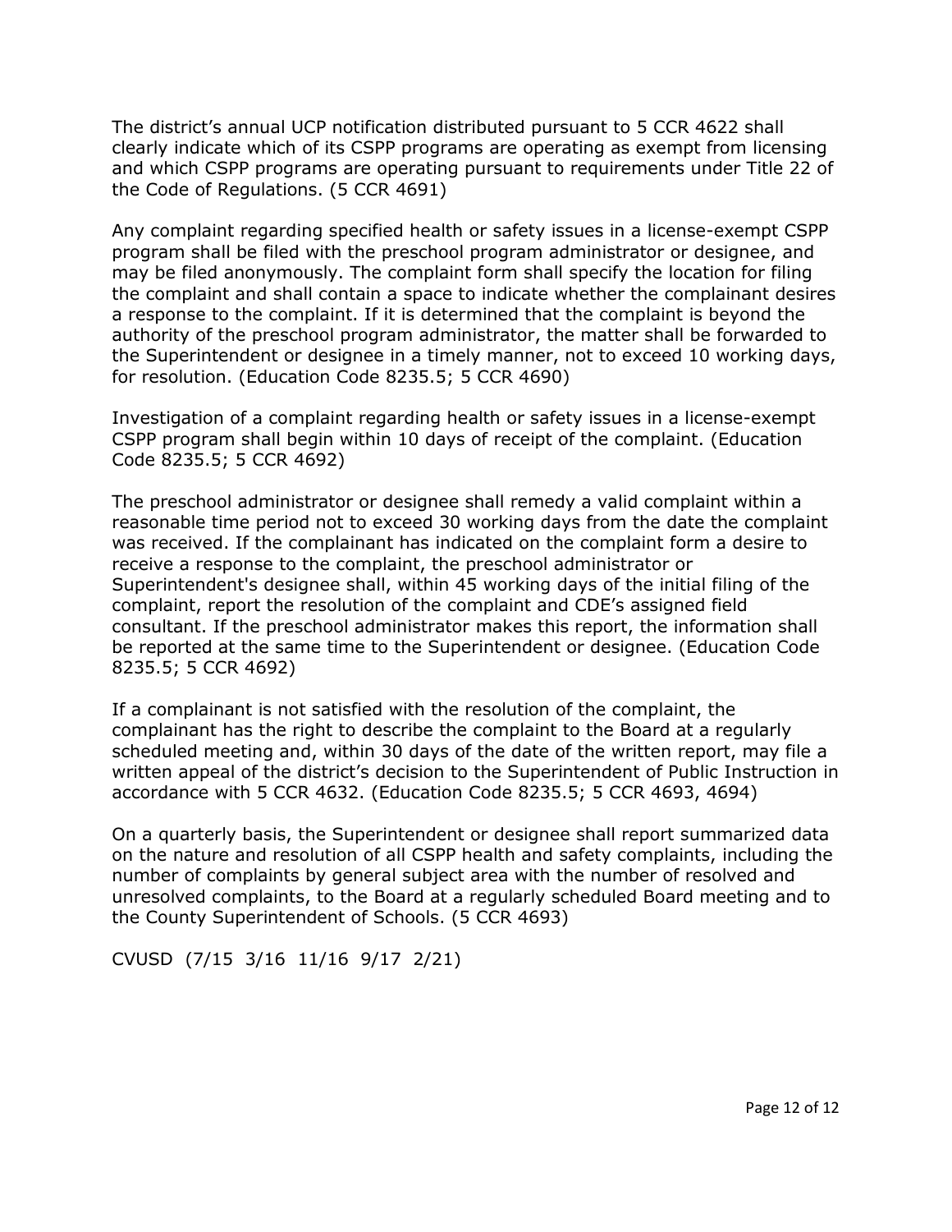The district's annual UCP notification distributed pursuant to 5 CCR 4622 shall clearly indicate which of its CSPP programs are operating as exempt from licensing and which CSPP programs are operating pursuant to requirements under Title 22 of the Code of Regulations. (5 CCR 4691)

Any complaint regarding specified health or safety issues in a license-exempt CSPP program shall be filed with the preschool program administrator or designee, and may be filed anonymously. The complaint form shall specify the location for filing the complaint and shall contain a space to indicate whether the complainant desires a response to the complaint. If it is determined that the complaint is beyond the authority of the preschool program administrator, the matter shall be forwarded to the Superintendent or designee in a timely manner, not to exceed 10 working days, for resolution. (Education Code 8235.5; 5 CCR 4690)

Investigation of a complaint regarding health or safety issues in a license-exempt CSPP program shall begin within 10 days of receipt of the complaint. (Education Code 8235.5; 5 CCR 4692)

The preschool administrator or designee shall remedy a valid complaint within a reasonable time period not to exceed 30 working days from the date the complaint was received. If the complainant has indicated on the complaint form a desire to receive a response to the complaint, the preschool administrator or Superintendent's designee shall, within 45 working days of the initial filing of the complaint, report the resolution of the complaint and CDE's assigned field consultant. If the preschool administrator makes this report, the information shall be reported at the same time to the Superintendent or designee. (Education Code 8235.5; 5 CCR 4692)

If a complainant is not satisfied with the resolution of the complaint, the complainant has the right to describe the complaint to the Board at a regularly scheduled meeting and, within 30 days of the date of the written report, may file a written appeal of the district's decision to the Superintendent of Public Instruction in accordance with 5 CCR 4632. (Education Code 8235.5; 5 CCR 4693, 4694)

On a quarterly basis, the Superintendent or designee shall report summarized data on the nature and resolution of all CSPP health and safety complaints, including the number of complaints by general subject area with the number of resolved and unresolved complaints, to the Board at a regularly scheduled Board meeting and to the County Superintendent of Schools. (5 CCR 4693)

CVUSD (7/15 3/16 11/16 9/17 2/21)